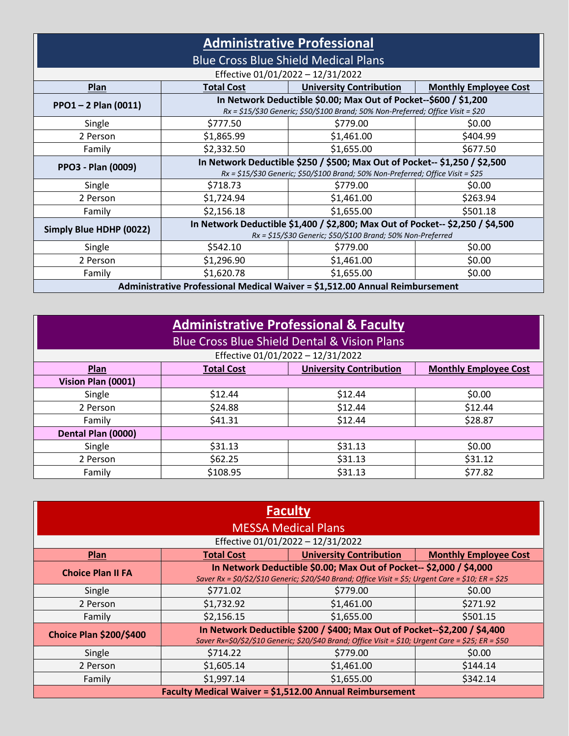# Administrative Professional

## Blue Cross Blue Shield Medical Plans

Effective 01/01/2022 – 12/31/2022

| Plan | Total Cost | University Contribution | Monthly Employee Cost |
|---|---|---|---|
| **PPO1 – 2 Plan (0011)** | **In Network Deductible $0.00; Max Out of Pocket--$600 / $1,200** *Rx = $15/$30 Generic; $50/$100 Brand; 50% Non-Preferred; Office Visit = $20* | | |
| Single | $777.50 | $779.00 | $0.00 |
| 2 Person | $1,865.99 | $1,461.00 | $404.99 |
| Family | $2,332.50 | $1,655.00 | $677.50 |
| **PPO3 - Plan (0009)** | **In Network Deductible $250 / $500; Max Out of Pocket-- $1,250 / $2,500** *Rx = $15/$30 Generic; $50/$100 Brand; 50% Non-Preferred; Office Visit = $25* | | |
| Single | $718.73 | $779.00 | $0.00 |
| 2 Person | $1,724.94 | $1,461.00 | $263.94 |
| Family | $2,156.18 | $1,655.00 | $501.18 |
| **Simply Blue HDHP (0022)** | **In Network Deductible $1,400 / $2,800; Max Out of Pocket-- $2,250 / $4,500** *Rx = $15/$30 Generic; $50/$100 Brand; 50% Non-Preferred* | | |
| Single | $542.10 | $779.00 | $0.00 |
| 2 Person | $1,296.90 | $1,461.00 | $0.00 |
| Family | $1,620.78 | $1,655.00 | $0.00 |
| **Administrative Professional Medical Waiver = $1,512.00 Annual Reimbursement** | | | |

# Administrative Professional & Faculty

## Blue Cross Blue Shield Dental & Vision Plans

Effective 01/01/2022 – 12/31/2022

| Plan | Total Cost | University Contribution | Monthly Employee Cost |
|---|---|---|---|
| **Vision Plan (0001)** | | | |
| Single | $12.44 | $12.44 | $0.00 |
| 2 Person | $24.88 | $12.44 | $12.44 |
| Family | $41.31 | $12.44 | $28.87 |
| **Dental Plan (0000)** | | | |
| Single | $31.13 | $31.13 | $0.00 |
| 2 Person | $62.25 | $31.13 | $31.12 |
| Family | $108.95 | $31.13 | $77.82 |

# Faculty

## MESSA Medical Plans

Effective 01/01/2022 – 12/31/2022

| Plan | Total Cost | University Contribution | Monthly Employee Cost |
|---|---|---|---|
| **Choice Plan II FA** | **In Network Deductible $0.00; Max Out of Pocket-- $2,000 / $4,000** *Saver Rx = $0/$2/$10 Generic; $20/$40 Brand; Office Visit = $5; Urgent Care = $10; ER = $25* | | |
| Single | $771.02 | $779.00 | $0.00 |
| 2 Person | $1,732.92 | $1,461.00 | $271.92 |
| Family | $2,156.15 | $1,655.00 | $501.15 |
| **Choice Plan $200/$400** | **In Network Deductible $200 / $400; Max Out of Pocket--$2,200 / $4,400** *Saver Rx=$0/$2/$10 Generic; $20/$40 Brand; Office Visit = $10; Urgent Care = $25; ER = $50* | | |
| Single | $714.22 | $779.00 | $0.00 |
| 2 Person | $1,605.14 | $1,461.00 | $144.14 |
| Family | $1,997.14 | $1,655.00 | $342.14 |
| **Faculty Medical Waiver = $1,512.00 Annual Reimbursement** | | | |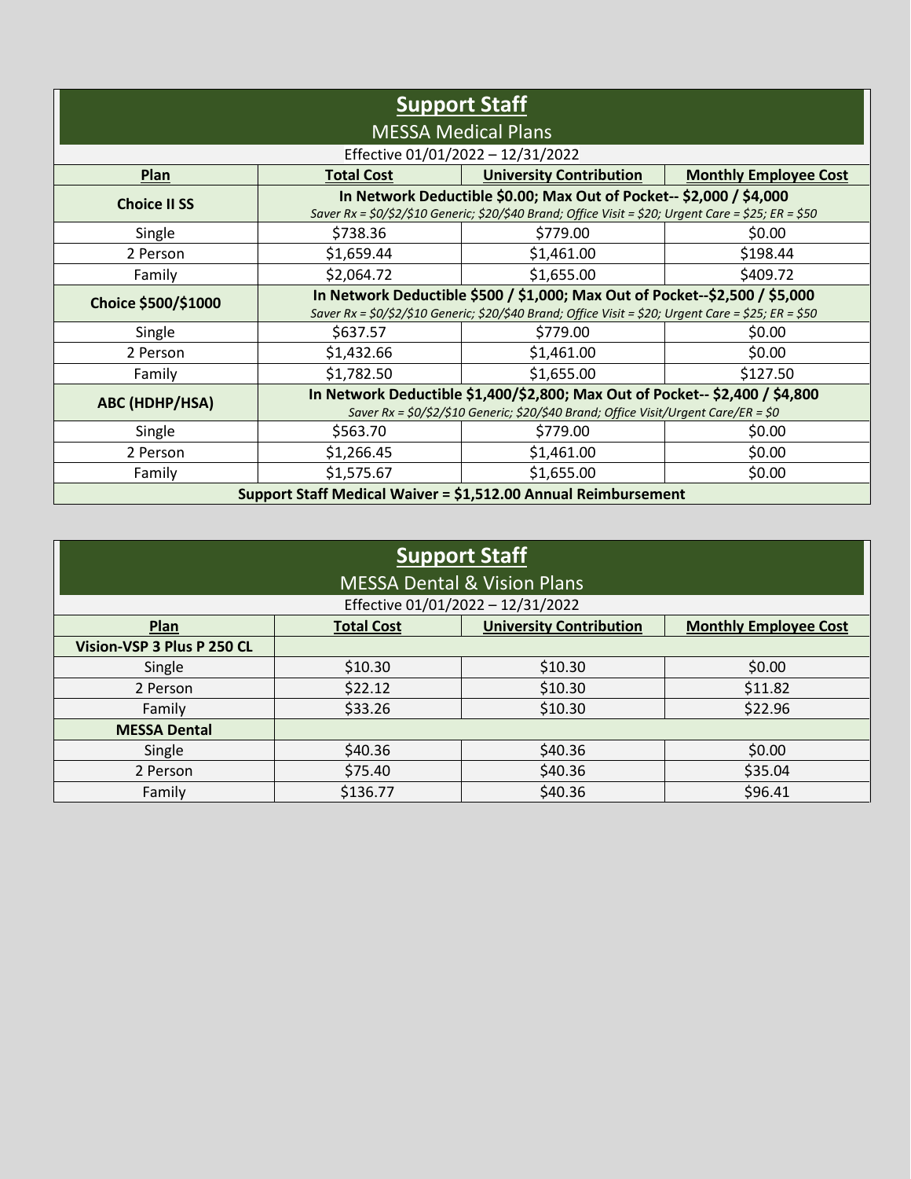## Support Staff

MESSA Medical Plans

Effective 01/01/2022 – 12/31/2022

| Plan | Total Cost | University Contribution | Monthly Employee Cost |
|---|---|---|---|
| **Choice II SS** | **In Network Deductible $0.00; Max Out of Pocket-- $2,000 / $4,000** *Saver Rx = $0/$2/$10 Generic; $20/$40 Brand; Office Visit = $20; Urgent Care = $25; ER = $50* | | |
| Single | $738.36 | $779.00 | $0.00 |
| 2 Person | $1,659.44 | $1,461.00 | $198.44 |
| Family | $2,064.72 | $1,655.00 | $409.72 |
| **Choice $500/$1000** | **In Network Deductible $500 / $1,000; Max Out of Pocket--$2,500 / $5,000** *Saver Rx = $0/$2/$10 Generic; $20/$40 Brand; Office Visit = $20; Urgent Care = $25; ER = $50* | | |
| Single | $637.57 | $779.00 | $0.00 |
| 2 Person | $1,432.66 | $1,461.00 | $0.00 |
| Family | $1,782.50 | $1,655.00 | $127.50 |
| **ABC (HDHP/HSA)** | **In Network Deductible $1,400/$2,800; Max Out of Pocket-- $2,400 / $4,800** *Saver Rx = $0/$2/$10 Generic; $20/$40 Brand; Office Visit/Urgent Care/ER = $0* | | |
| Single | $563.70 | $779.00 | $0.00 |
| 2 Person | $1,266.45 | $1,461.00 | $0.00 |
| Family | $1,575.67 | $1,655.00 | $0.00 |
| **Support Staff Medical Waiver = $1,512.00 Annual Reimbursement** | | | |

## Support Staff

MESSA Dental & Vision Plans

Effective 01/01/2022 – 12/31/2022

| Plan | Total Cost | University Contribution | Monthly Employee Cost |
|---|---|---|---|
| **Vision-VSP 3 Plus P 250 CL** | | | |
| Single | $10.30 | $10.30 | $0.00 |
| 2 Person | $22.12 | $10.30 | $11.82 |
| Family | $33.26 | $10.30 | $22.96 |
| **MESSA Dental** | | | |
| Single | $40.36 | $40.36 | $0.00 |
| 2 Person | $75.40 | $40.36 | $35.04 |
| Family | $136.77 | $40.36 | $96.41 |